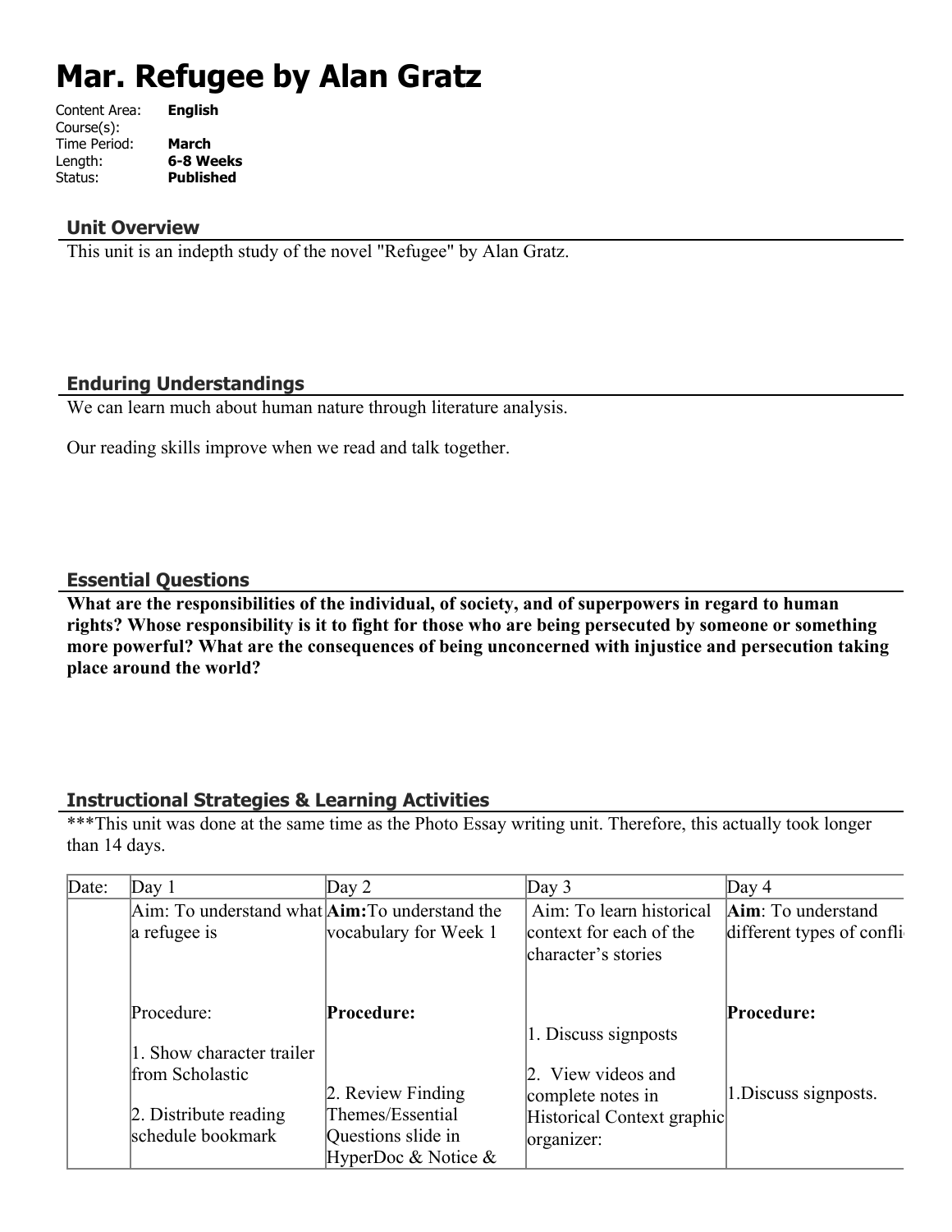# Mar. Refugee by Alan Gratz

Content Area: **English**
Course(s):
Time Period: **March**
Length: **6-8 Weeks**
Status: **Published**

## Unit Overview

This unit is an indepth study of the novel "Refugee" by Alan Gratz.

## Enduring Understandings

We can learn much about human nature through literature analysis.

Our reading skills improve when we read and talk together.

## Essential Questions

**What are the responsibilities of the individual, of society, and of superpowers in regard to human rights? Whose responsibility is it to fight for those who are being persecuted by someone or something more powerful? What are the consequences of being unconcerned with injustice and persecution taking place around the world?**

## Instructional Strategies & Learning Activities

***This unit was done at the same time as the Photo Essay writing unit. Therefore, this actually took longer than 14 days.

| Date: | Day 1 | Day 2 | Day 3 | Day 4 |
|---|---|---|---|---|
| | Aim: To understand what a refugee is<br><br>Procedure:<br><br>1. Show character trailer from Scholastic<br><br>2. Distribute reading schedule bookmark | **Aim:** To understand the vocabulary for Week 1<br><br>**Procedure:**<br><br>2. Review Finding Themes/Essential Questions slide in HyperDoc & Notice & | Aim: To learn historical context for each of the character's stories<br><br>1. Discuss signposts<br><br>2. View videos and complete notes in Historical Context graphic organizer: | **Aim**: To understand different types of confli<br><br>**Procedure:**<br><br>1.Discuss signposts. |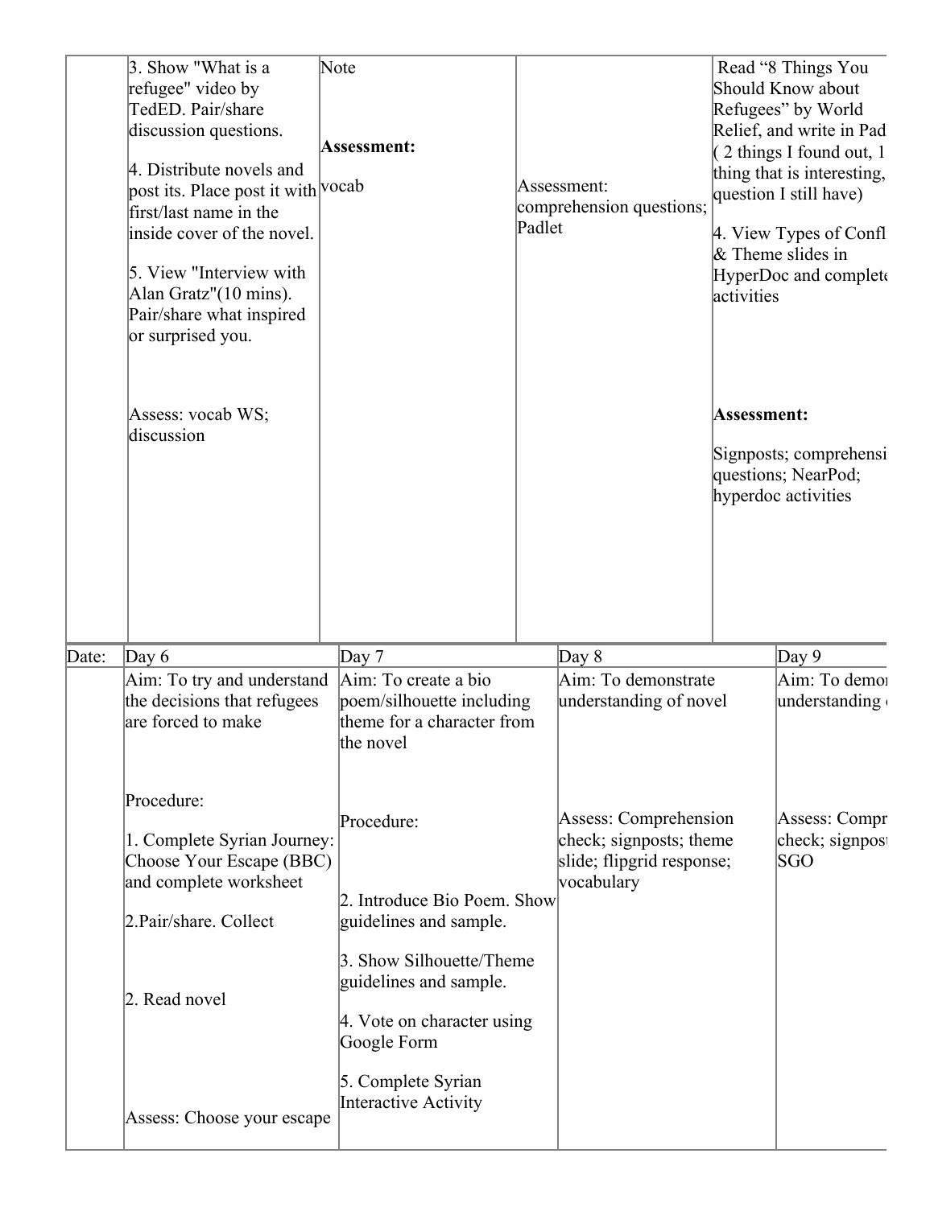|  |  |  |  |  |
|---|---|---|---|---|
|  | 3. Show "What is a refugee" video by TedED. Pair/share discussion questions.<br><br>4. Distribute novels and post its. Place post it with first/last name in the inside cover of the novel.<br><br>5. View "Interview with Alan Gratz"(10 mins). Pair/share what inspired or surprised you.<br><br>Assess: vocab WS; discussion | Note<br><br>**Assessment:**<br><br>vocab | Assessment: comprehension questions; Padlet | Read "8 Things You Should Know about Refugees" by World Relief, and write in Pad ( 2 things I found out, 1 thing that is interesting, question I still have)<br><br>4. View Types of Confl & Theme slides in HyperDoc and complete activities<br><br>**Assessment:**<br><br>Signposts; comprehensi questions; NearPod; hyperdoc activities |

| Date: | Day 6 | Day 7 | Day 8 | Day 9 |
|---|---|---|---|---|
|  | Aim: To try and understand the decisions that refugees are forced to make<br><br>Procedure:<br><br>1. Complete Syrian Journey: Choose Your Escape (BBC) and complete worksheet<br><br>2.Pair/share. Collect<br><br>2. Read novel<br><br>Assess: Choose your escape | Aim: To create a bio poem/silhouette including theme for a character from the novel<br><br>Procedure:<br><br>2. Introduce Bio Poem. Show guidelines and sample.<br><br>3. Show Silhouette/Theme guidelines and sample.<br><br>4. Vote on character using Google Form<br><br>5. Complete Syrian Interactive Activity | Aim: To demonstrate understanding of novel<br><br>Assess: Comprehension check; signposts; theme slide; flipgrid response; vocabulary | Aim: To demor understanding<br><br>Assess: Compr check; signpost SGO |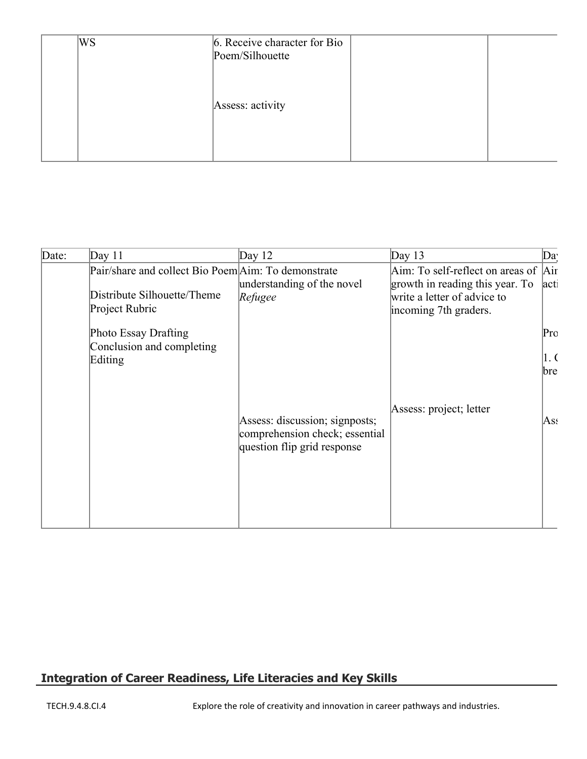|  | WS | 6. Receive character for Bio Poem/Silhouette<br><br>Assess: activity |  |  |
|---|---|---|---|---|

| Date: | Day 11 | Day 12 | Day 13 | Day |
|---|---|---|---|---|
|  | Pair/share and collect Bio Poem<br><br>Distribute Silhouette/Theme Project Rubric<br><br>Photo Essay Drafting Conclusion and completing Editing | Aim: To demonstrate understanding of the novel *Refugee*<br><br>Assess: discussion; signposts; comprehension check; essential question flip grid response | Aim: To self-reflect on areas of growth in reading this year. To write a letter of advice to incoming 7th graders.<br><br>Assess: project; letter | Air acti<br><br>Pro<br><br>1. ( bre<br><br>Ass |

## Integration of Career Readiness, Life Literacies and Key Skills

| | |
|---|---|
| TECH.9.4.8.CI.4 | Explore the role of creativity and innovation in career pathways and industries. |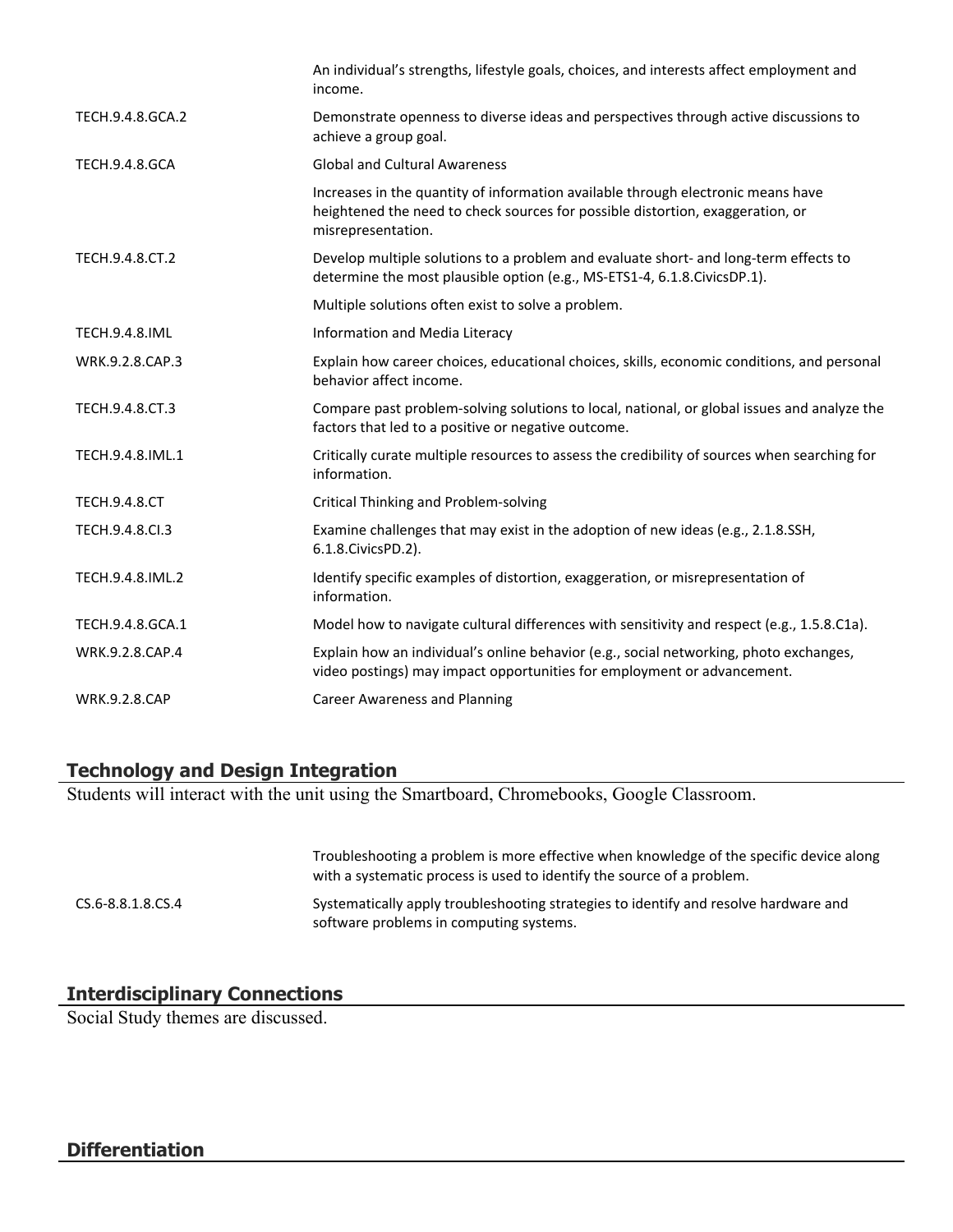| | |
|---|---|
| | An individual’s strengths, lifestyle goals, choices, and interests affect employment and income. |
| TECH.9.4.8.GCA.2 | Demonstrate openness to diverse ideas and perspectives through active discussions to achieve a group goal. |
| TECH.9.4.8.GCA | Global and Cultural Awareness |
| | Increases in the quantity of information available through electronic means have heightened the need to check sources for possible distortion, exaggeration, or misrepresentation. |
| TECH.9.4.8.CT.2 | Develop multiple solutions to a problem and evaluate short- and long-term effects to determine the most plausible option (e.g., MS-ETS1-4, 6.1.8.CivicsDP.1). |
| | Multiple solutions often exist to solve a problem. |
| TECH.9.4.8.IML | Information and Media Literacy |
| WRK.9.2.8.CAP.3 | Explain how career choices, educational choices, skills, economic conditions, and personal behavior affect income. |
| TECH.9.4.8.CT.3 | Compare past problem-solving solutions to local, national, or global issues and analyze the factors that led to a positive or negative outcome. |
| TECH.9.4.8.IML.1 | Critically curate multiple resources to assess the credibility of sources when searching for information. |
| TECH.9.4.8.CT | Critical Thinking and Problem-solving |
| TECH.9.4.8.CI.3 | Examine challenges that may exist in the adoption of new ideas (e.g., 2.1.8.SSH, 6.1.8.CivicsPD.2). |
| TECH.9.4.8.IML.2 | Identify specific examples of distortion, exaggeration, or misrepresentation of information. |
| TECH.9.4.8.GCA.1 | Model how to navigate cultural differences with sensitivity and respect (e.g., 1.5.8.C1a). |
| WRK.9.2.8.CAP.4 | Explain how an individual’s online behavior (e.g., social networking, photo exchanges, video postings) may impact opportunities for employment or advancement. |
| WRK.9.2.8.CAP | Career Awareness and Planning |

## Technology and Design Integration

Students will interact with the unit using the Smartboard, Chromebooks, Google Classroom.

| | |
|---|---|
| | Troubleshooting a problem is more effective when knowledge of the specific device along with a systematic process is used to identify the source of a problem. |
| CS.6-8.8.1.8.CS.4 | Systematically apply troubleshooting strategies to identify and resolve hardware and software problems in computing systems. |

## Interdisciplinary Connections

Social Study themes are discussed.

## Differentiation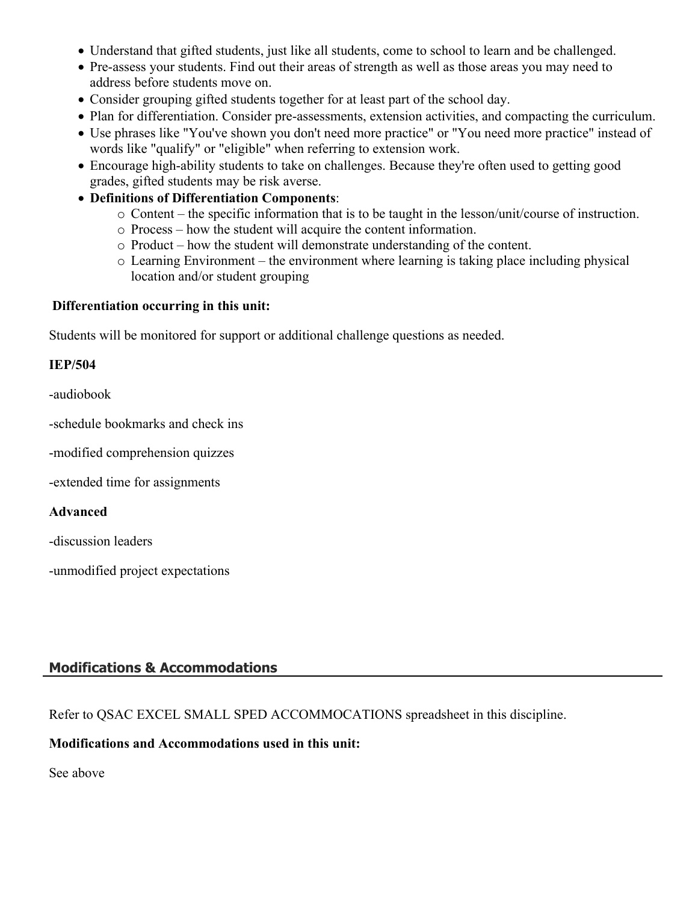- Understand that gifted students, just like all students, come to school to learn and be challenged.
- Pre-assess your students. Find out their areas of strength as well as those areas you may need to address before students move on.
- Consider grouping gifted students together for at least part of the school day.
- Plan for differentiation. Consider pre-assessments, extension activities, and compacting the curriculum.
- Use phrases like "You've shown you don't need more practice" or "You need more practice" instead of words like "qualify" or "eligible" when referring to extension work.
- Encourage high-ability students to take on challenges. Because they're often used to getting good grades, gifted students may be risk averse.
- **Definitions of Differentiation Components**:
    - Content – the specific information that is to be taught in the lesson/unit/course of instruction.
    - Process – how the student will acquire the content information.
    - Product – how the student will demonstrate understanding of the content.
    - Learning Environment – the environment where learning is taking place including physical location and/or student grouping

**Differentiation occurring in this unit:**

Students will be monitored for support or additional challenge questions as needed.

**IEP/504**

-audiobook

-schedule bookmarks and check ins

-modified comprehension quizzes

-extended time for assignments

**Advanced**

-discussion leaders

-unmodified project expectations

## Modifications & Accommodations

Refer to QSAC EXCEL SMALL SPED ACCOMMOCATIONS spreadsheet in this discipline.

**Modifications and Accommodations used in this unit:**

See above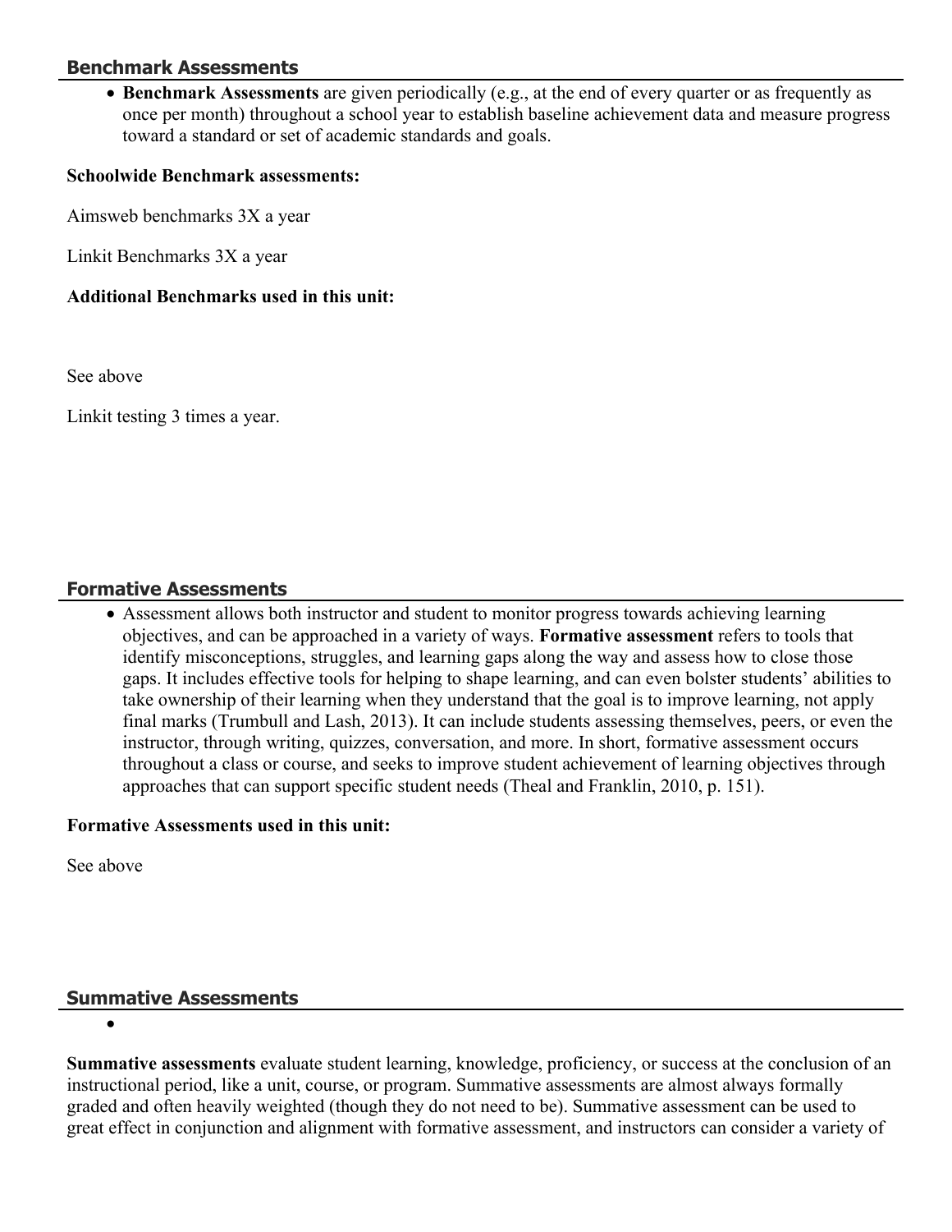## Benchmark Assessments

- **Benchmark Assessments** are given periodically (e.g., at the end of every quarter or as frequently as once per month) throughout a school year to establish baseline achievement data and measure progress toward a standard or set of academic standards and goals.

**Schoolwide Benchmark assessments:**

Aimsweb benchmarks 3X a year

Linkit Benchmarks 3X a year

**Additional Benchmarks used in this unit:**

See above

Linkit testing 3 times a year.

## Formative Assessments

- Assessment allows both instructor and student to monitor progress towards achieving learning objectives, and can be approached in a variety of ways. **Formative assessment** refers to tools that identify misconceptions, struggles, and learning gaps along the way and assess how to close those gaps. It includes effective tools for helping to shape learning, and can even bolster students' abilities to take ownership of their learning when they understand that the goal is to improve learning, not apply final marks (Trumbull and Lash, 2013). It can include students assessing themselves, peers, or even the instructor, through writing, quizzes, conversation, and more. In short, formative assessment occurs throughout a class or course, and seeks to improve student achievement of learning objectives through approaches that can support specific student needs (Theal and Franklin, 2010, p. 151).

**Formative Assessments used in this unit:**

See above

## Summative Assessments

**Summative assessments** evaluate student learning, knowledge, proficiency, or success at the conclusion of an instructional period, like a unit, course, or program. Summative assessments are almost always formally graded and often heavily weighted (though they do not need to be). Summative assessment can be used to great effect in conjunction and alignment with formative assessment, and instructors can consider a variety of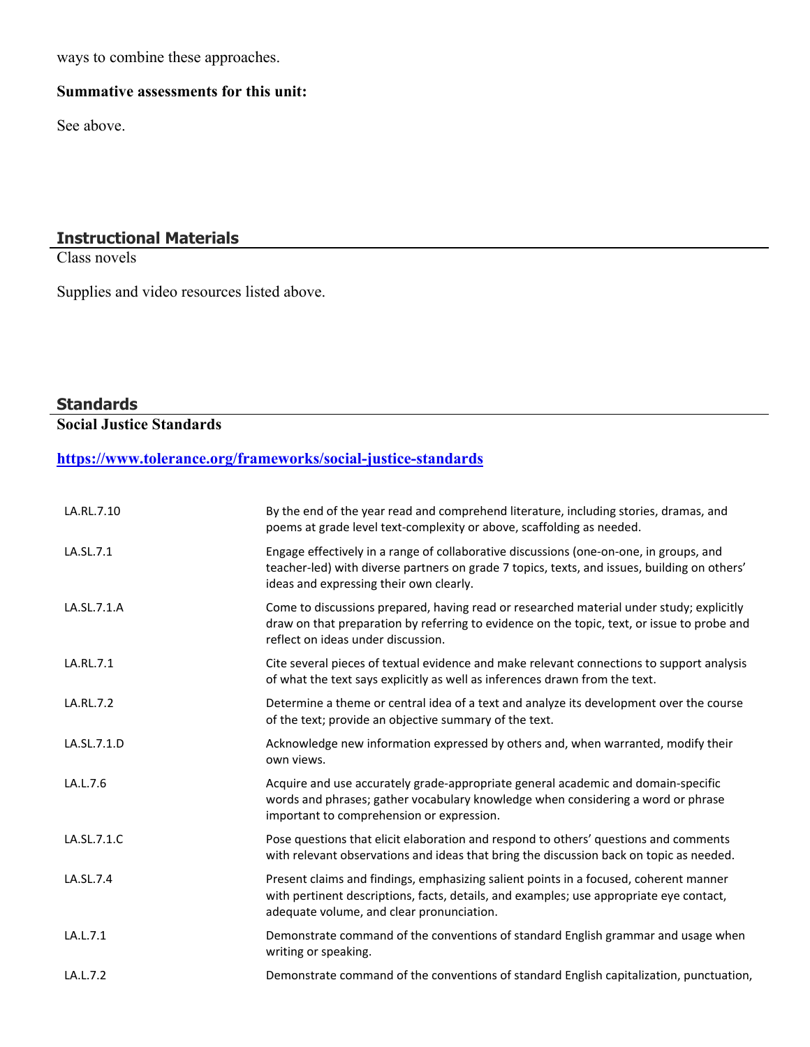ways to combine these approaches.

**Summative assessments for this unit:**

See above.

## Instructional Materials

Class novels

Supplies and video resources listed above.

## Standards

**Social Justice Standards**

**https://www.tolerance.org/frameworks/social-justice-standards**

| | |
|---|---|
| LA.RL.7.10 | By the end of the year read and comprehend literature, including stories, dramas, and poems at grade level text-complexity or above, scaffolding as needed. |
| LA.SL.7.1 | Engage effectively in a range of collaborative discussions (one-on-one, in groups, and teacher-led) with diverse partners on grade 7 topics, texts, and issues, building on others' ideas and expressing their own clearly. |
| LA.SL.7.1.A | Come to discussions prepared, having read or researched material under study; explicitly draw on that preparation by referring to evidence on the topic, text, or issue to probe and reflect on ideas under discussion. |
| LA.RL.7.1 | Cite several pieces of textual evidence and make relevant connections to support analysis of what the text says explicitly as well as inferences drawn from the text. |
| LA.RL.7.2 | Determine a theme or central idea of a text and analyze its development over the course of the text; provide an objective summary of the text. |
| LA.SL.7.1.D | Acknowledge new information expressed by others and, when warranted, modify their own views. |
| LA.L.7.6 | Acquire and use accurately grade-appropriate general academic and domain-specific words and phrases; gather vocabulary knowledge when considering a word or phrase important to comprehension or expression. |
| LA.SL.7.1.C | Pose questions that elicit elaboration and respond to others' questions and comments with relevant observations and ideas that bring the discussion back on topic as needed. |
| LA.SL.7.4 | Present claims and findings, emphasizing salient points in a focused, coherent manner with pertinent descriptions, facts, details, and examples; use appropriate eye contact, adequate volume, and clear pronunciation. |
| LA.L.7.1 | Demonstrate command of the conventions of standard English grammar and usage when writing or speaking. |
| LA.L.7.2 | Demonstrate command of the conventions of standard English capitalization, punctuation, |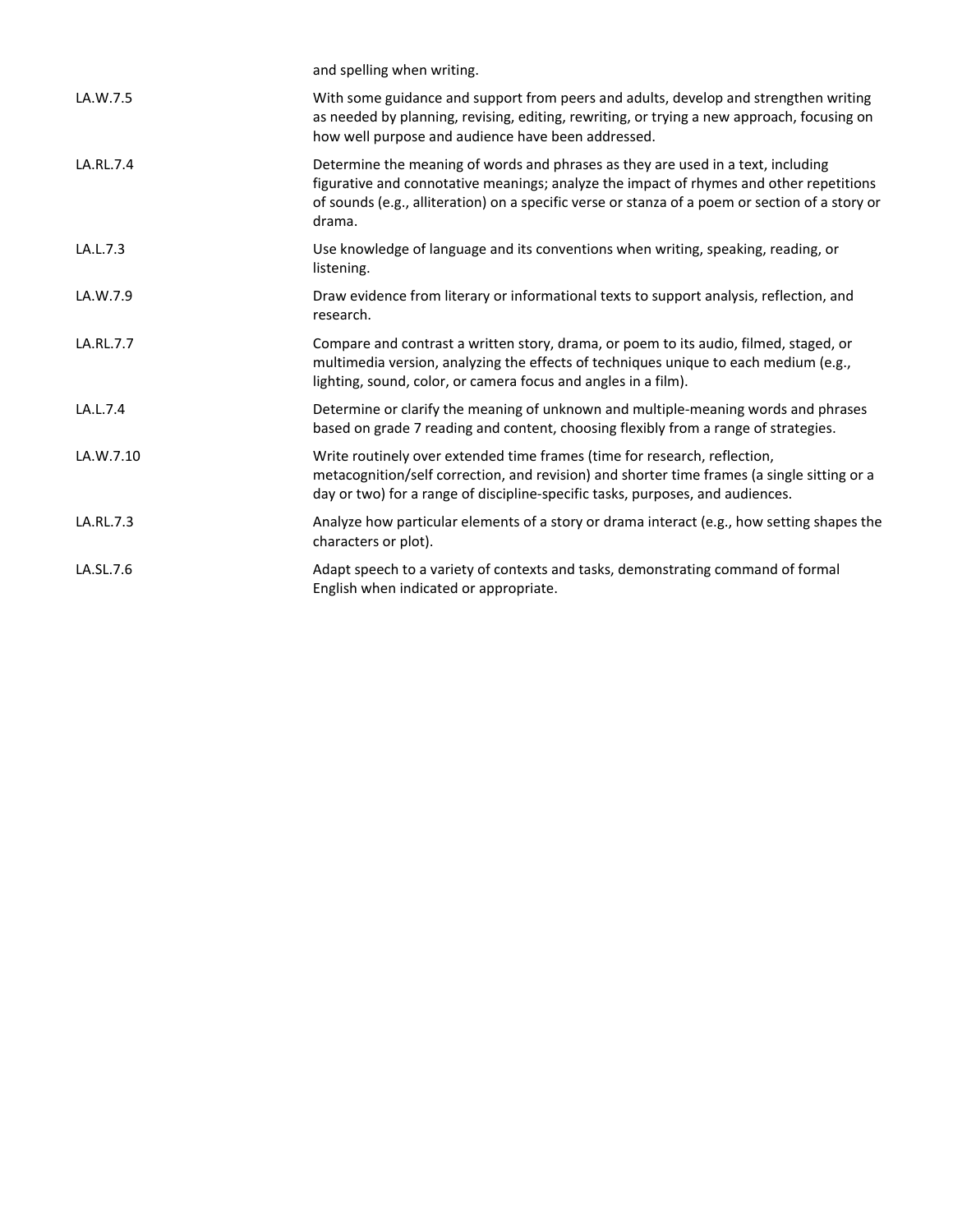| | |
|---|---|
| | and spelling when writing. |
| LA.W.7.5 | With some guidance and support from peers and adults, develop and strengthen writing as needed by planning, revising, editing, rewriting, or trying a new approach, focusing on how well purpose and audience have been addressed. |
| LA.RL.7.4 | Determine the meaning of words and phrases as they are used in a text, including figurative and connotative meanings; analyze the impact of rhymes and other repetitions of sounds (e.g., alliteration) on a specific verse or stanza of a poem or section of a story or drama. |
| LA.L.7.3 | Use knowledge of language and its conventions when writing, speaking, reading, or listening. |
| LA.W.7.9 | Draw evidence from literary or informational texts to support analysis, reflection, and research. |
| LA.RL.7.7 | Compare and contrast a written story, drama, or poem to its audio, filmed, staged, or multimedia version, analyzing the effects of techniques unique to each medium (e.g., lighting, sound, color, or camera focus and angles in a film). |
| LA.L.7.4 | Determine or clarify the meaning of unknown and multiple-meaning words and phrases based on grade 7 reading and content, choosing flexibly from a range of strategies. |
| LA.W.7.10 | Write routinely over extended time frames (time for research, reflection, metacognition/self correction, and revision) and shorter time frames (a single sitting or a day or two) for a range of discipline-specific tasks, purposes, and audiences. |
| LA.RL.7.3 | Analyze how particular elements of a story or drama interact (e.g., how setting shapes the characters or plot). |
| LA.SL.7.6 | Adapt speech to a variety of contexts and tasks, demonstrating command of formal English when indicated or appropriate. |